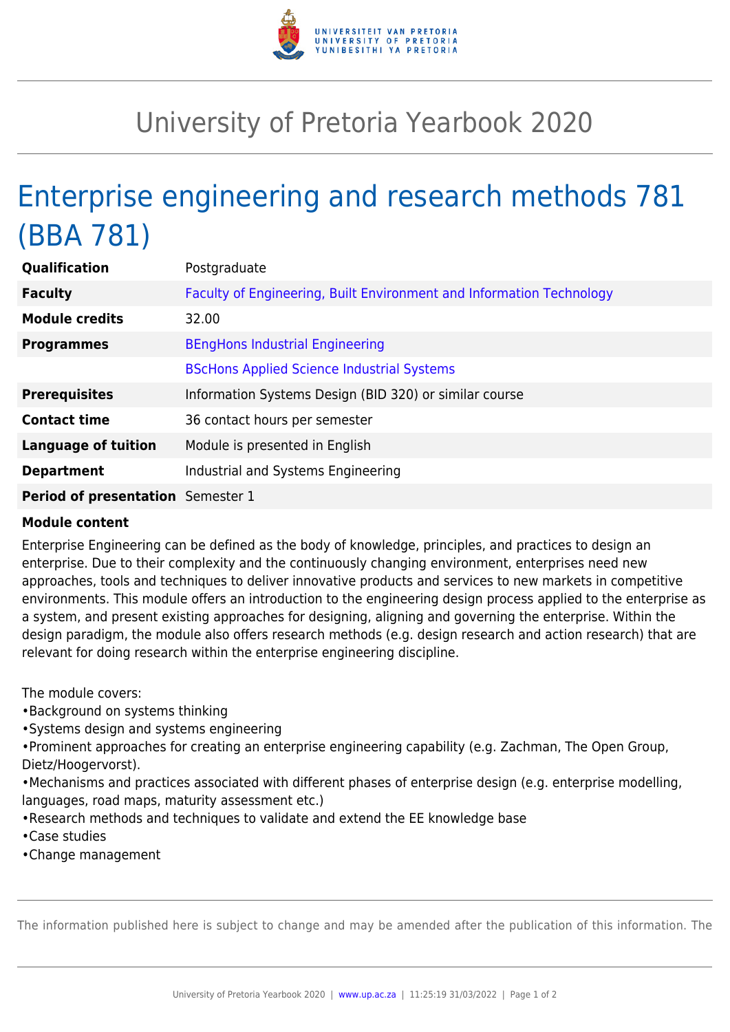# University of Pretoria Yearbook 2020

## Enterprise engineering and research methods 781 (BBA 781)

| | |
|---|---|
| **Qualification** | Postgraduate |
| **Faculty** | Faculty of Engineering, Built Environment and Information Technology |
| **Module credits** | 32.00 |
| **Programmes** | BEngHons Industrial Engineering |
| | BScHons Applied Science Industrial Systems |
| **Prerequisites** | Information Systems Design (BID 320) or similar course |
| **Contact time** | 36 contact hours per semester |
| **Language of tuition** | Module is presented in English |
| **Department** | Industrial and Systems Engineering |
| **Period of presentation** | Semester 1 |

**Module content**

Enterprise Engineering can be defined as the body of knowledge, principles, and practices to design an enterprise. Due to their complexity and the continuously changing environment, enterprises need new approaches, tools and techniques to deliver innovative products and services to new markets in competitive environments. This module offers an introduction to the engineering design process applied to the enterprise as a system, and present existing approaches for designing, aligning and governing the enterprise. Within the design paradigm, the module also offers research methods (e.g. design research and action research) that are relevant for doing research within the enterprise engineering discipline.

The module covers:
•Background on systems thinking
•Systems design and systems engineering
•Prominent approaches for creating an enterprise engineering capability (e.g. Zachman, The Open Group, Dietz/Hoogervorst).
•Mechanisms and practices associated with different phases of enterprise design (e.g. enterprise modelling, languages, road maps, maturity assessment etc.)
•Research methods and techniques to validate and extend the EE knowledge base
•Case studies
•Change management

The information published here is subject to change and may be amended after the publication of this information. The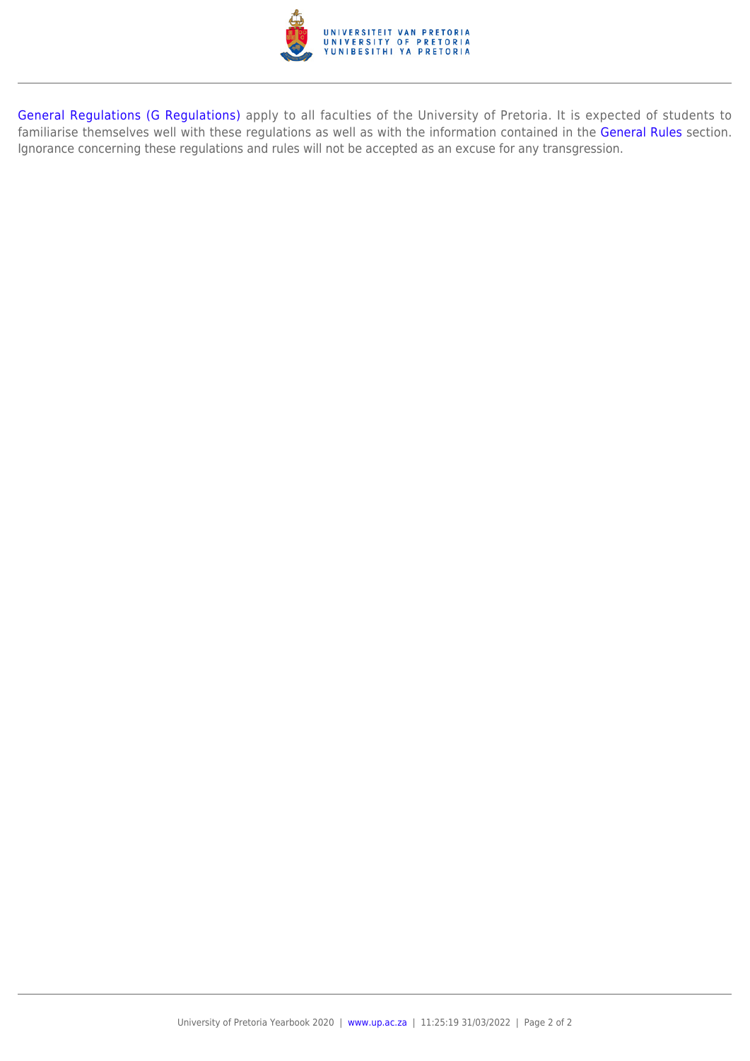General Regulations (G Regulations) apply to all faculties of the University of Pretoria. It is expected of students to familiarise themselves well with these regulations as well as with the information contained in the General Rules section. Ignorance concerning these regulations and rules will not be accepted as an excuse for any transgression.